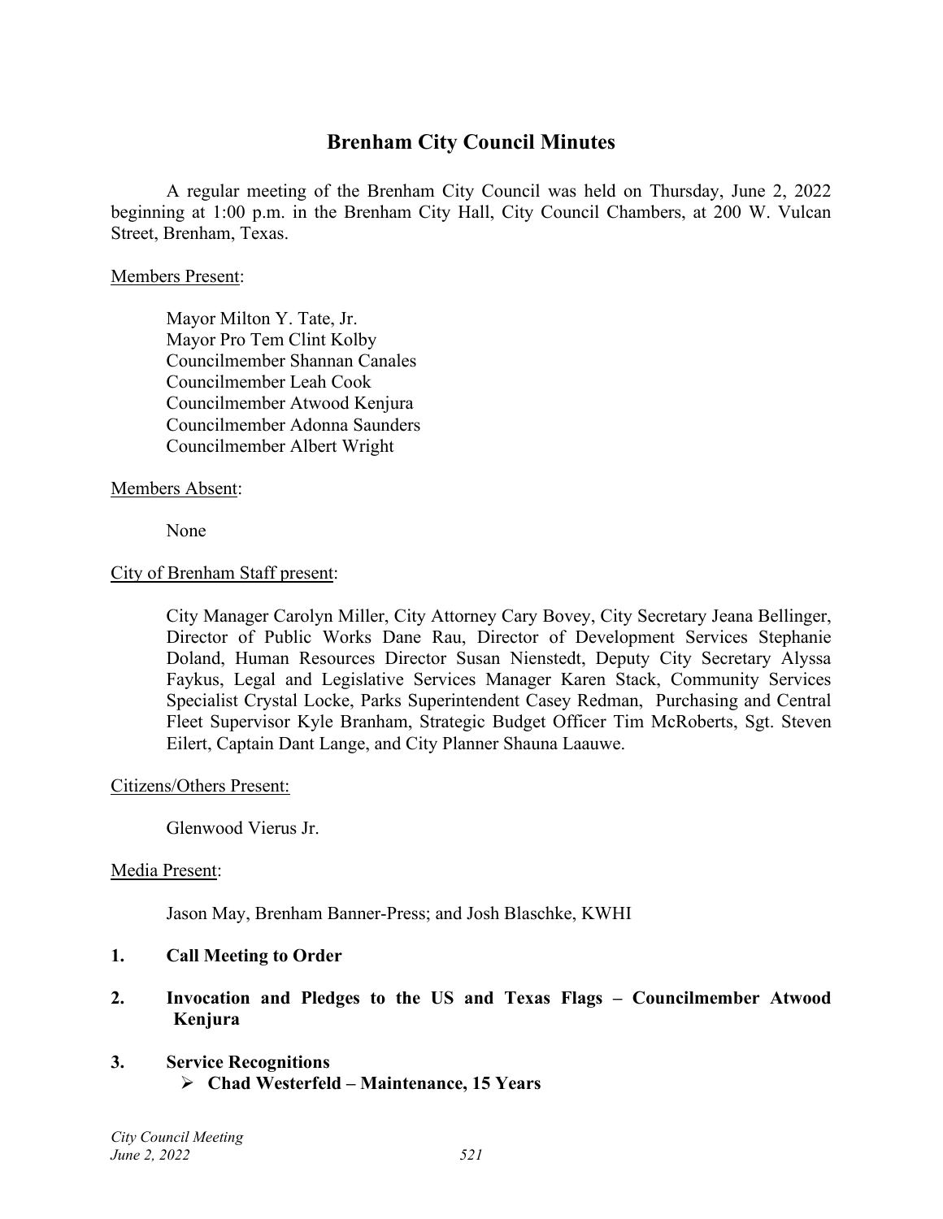# Brenham City Council Minutes

A regular meeting of the Brenham City Council was held on Thursday, June 2, 2022 beginning at 1:00 p.m. in the Brenham City Hall, City Council Chambers, at 200 W. Vulcan Street, Brenham, Texas.

Members Present:

Mayor Milton Y. Tate, Jr.
Mayor Pro Tem Clint Kolby
Councilmember Shannan Canales
Councilmember Leah Cook
Councilmember Atwood Kenjura
Councilmember Adonna Saunders
Councilmember Albert Wright

Members Absent:

None

City of Brenham Staff present:

City Manager Carolyn Miller, City Attorney Cary Bovey, City Secretary Jeana Bellinger, Director of Public Works Dane Rau, Director of Development Services Stephanie Doland, Human Resources Director Susan Nienstedt, Deputy City Secretary Alyssa Faykus, Legal and Legislative Services Manager Karen Stack, Community Services Specialist Crystal Locke, Parks Superintendent Casey Redman, Purchasing and Central Fleet Supervisor Kyle Branham, Strategic Budget Officer Tim McRoberts, Sgt. Steven Eilert, Captain Dant Lange, and City Planner Shauna Laauwe.

Citizens/Others Present:

Glenwood Vierus Jr.

Media Present:

Jason May, Brenham Banner-Press; and Josh Blaschke, KWHI

**1. Call Meeting to Order**

**2. Invocation and Pledges to the US and Texas Flags – Councilmember Atwood Kenjura**

**3. Service Recognitions**

- **Chad Westerfeld – Maintenance, 15 Years**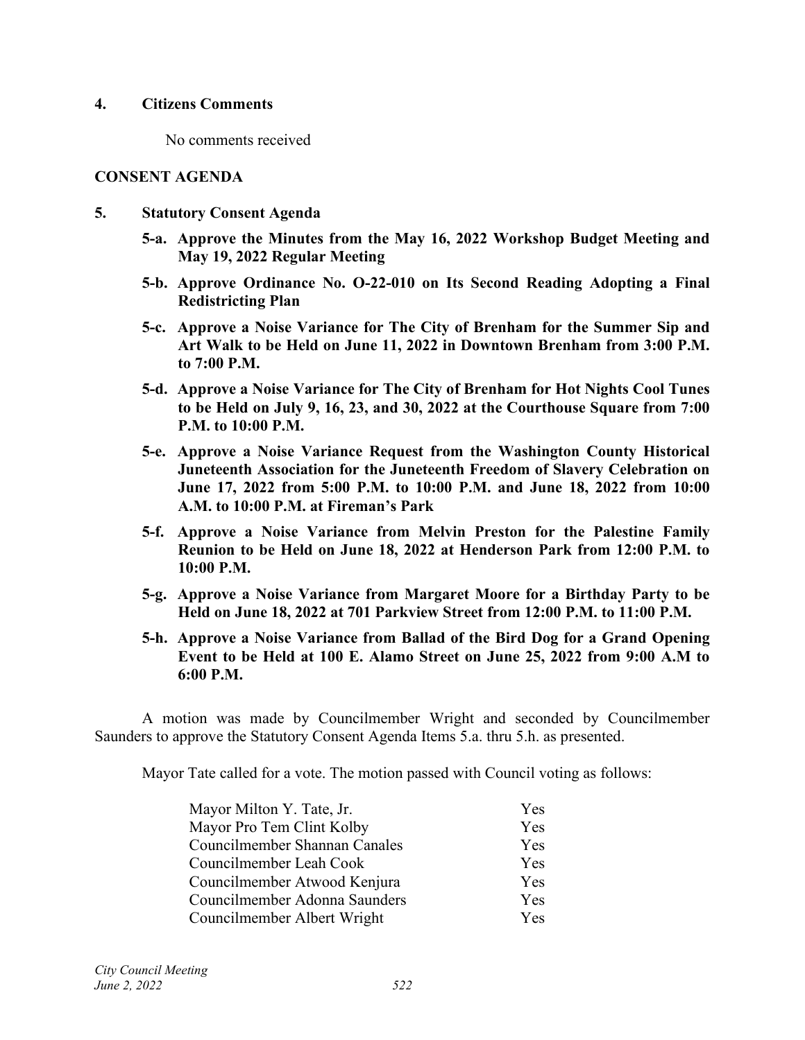**4. Citizens Comments**

No comments received

**CONSENT AGENDA**

**5. Statutory Consent Agenda**

**5-a. Approve the Minutes from the May 16, 2022 Workshop Budget Meeting and May 19, 2022 Regular Meeting**

**5-b. Approve Ordinance No. O-22-010 on Its Second Reading Adopting a Final Redistricting Plan**

**5-c. Approve a Noise Variance for The City of Brenham for the Summer Sip and Art Walk to be Held on June 11, 2022 in Downtown Brenham from 3:00 P.M. to 7:00 P.M.**

**5-d. Approve a Noise Variance for The City of Brenham for Hot Nights Cool Tunes to be Held on July 9, 16, 23, and 30, 2022 at the Courthouse Square from 7:00 P.M. to 10:00 P.M.**

**5-e. Approve a Noise Variance Request from the Washington County Historical Juneteenth Association for the Juneteenth Freedom of Slavery Celebration on June 17, 2022 from 5:00 P.M. to 10:00 P.M. and June 18, 2022 from 10:00 A.M. to 10:00 P.M. at Fireman's Park**

**5-f. Approve a Noise Variance from Melvin Preston for the Palestine Family Reunion to be Held on June 18, 2022 at Henderson Park from 12:00 P.M. to 10:00 P.M.**

**5-g. Approve a Noise Variance from Margaret Moore for a Birthday Party to be Held on June 18, 2022 at 701 Parkview Street from 12:00 P.M. to 11:00 P.M.**

**5-h. Approve a Noise Variance from Ballad of the Bird Dog for a Grand Opening Event to be Held at 100 E. Alamo Street on June 25, 2022 from 9:00 A.M to 6:00 P.M.**

A motion was made by Councilmember Wright and seconded by Councilmember Saunders to approve the Statutory Consent Agenda Items 5.a. thru 5.h. as presented.

Mayor Tate called for a vote. The motion passed with Council voting as follows:

| | |
|---|---|
| Mayor Milton Y. Tate, Jr. | Yes |
| Mayor Pro Tem Clint Kolby | Yes |
| Councilmember Shannan Canales | Yes |
| Councilmember Leah Cook | Yes |
| Councilmember Atwood Kenjura | Yes |
| Councilmember Adonna Saunders | Yes |
| Councilmember Albert Wright | Yes |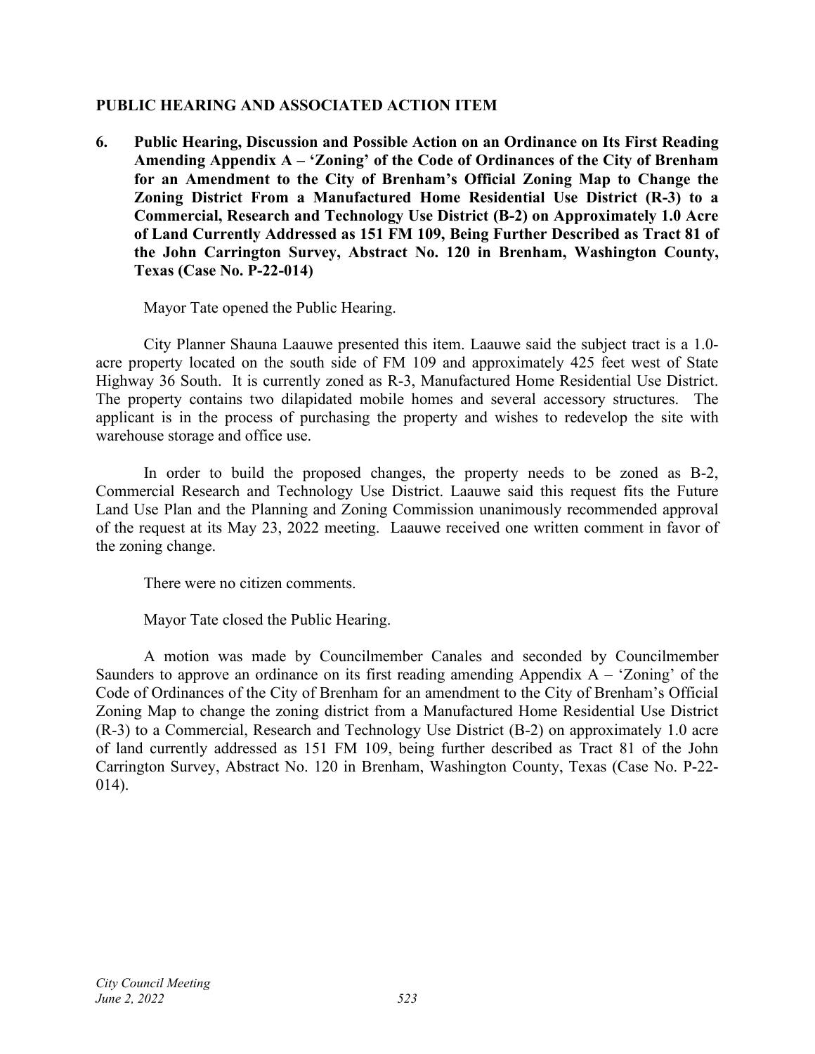## PUBLIC HEARING AND ASSOCIATED ACTION ITEM

**6. Public Hearing, Discussion and Possible Action on an Ordinance on Its First Reading Amending Appendix A – 'Zoning' of the Code of Ordinances of the City of Brenham for an Amendment to the City of Brenham's Official Zoning Map to Change the Zoning District From a Manufactured Home Residential Use District (R-3) to a Commercial, Research and Technology Use District (B-2) on Approximately 1.0 Acre of Land Currently Addressed as 151 FM 109, Being Further Described as Tract 81 of the John Carrington Survey, Abstract No. 120 in Brenham, Washington County, Texas (Case No. P-22-014)**

Mayor Tate opened the Public Hearing.

City Planner Shauna Laauwe presented this item. Laauwe said the subject tract is a 1.0-acre property located on the south side of FM 109 and approximately 425 feet west of State Highway 36 South. It is currently zoned as R-3, Manufactured Home Residential Use District. The property contains two dilapidated mobile homes and several accessory structures. The applicant is in the process of purchasing the property and wishes to redevelop the site with warehouse storage and office use.

In order to build the proposed changes, the property needs to be zoned as B-2, Commercial Research and Technology Use District. Laauwe said this request fits the Future Land Use Plan and the Planning and Zoning Commission unanimously recommended approval of the request at its May 23, 2022 meeting. Laauwe received one written comment in favor of the zoning change.

There were no citizen comments.

Mayor Tate closed the Public Hearing.

A motion was made by Councilmember Canales and seconded by Councilmember Saunders to approve an ordinance on its first reading amending Appendix A – 'Zoning' of the Code of Ordinances of the City of Brenham for an amendment to the City of Brenham's Official Zoning Map to change the zoning district from a Manufactured Home Residential Use District (R-3) to a Commercial, Research and Technology Use District (B-2) on approximately 1.0 acre of land currently addressed as 151 FM 109, being further described as Tract 81 of the John Carrington Survey, Abstract No. 120 in Brenham, Washington County, Texas (Case No. P-22-014).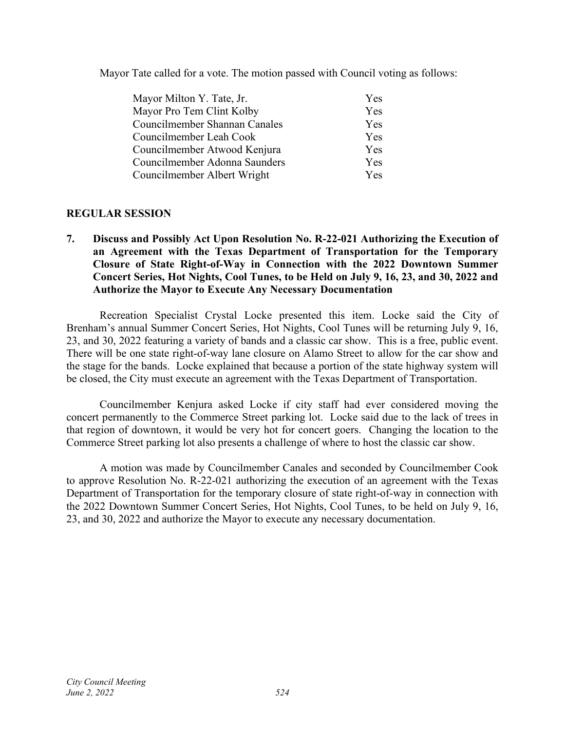Mayor Tate called for a vote. The motion passed with Council voting as follows:

| | |
|---|---|
| Mayor Milton Y. Tate, Jr. | Yes |
| Mayor Pro Tem Clint Kolby | Yes |
| Councilmember Shannan Canales | Yes |
| Councilmember Leah Cook | Yes |
| Councilmember Atwood Kenjura | Yes |
| Councilmember Adonna Saunders | Yes |
| Councilmember Albert Wright | Yes |

**REGULAR SESSION**

**7. Discuss and Possibly Act Upon Resolution No. R-22-021 Authorizing the Execution of an Agreement with the Texas Department of Transportation for the Temporary Closure of State Right-of-Way in Connection with the 2022 Downtown Summer Concert Series, Hot Nights, Cool Tunes, to be Held on July 9, 16, 23, and 30, 2022 and Authorize the Mayor to Execute Any Necessary Documentation**

Recreation Specialist Crystal Locke presented this item. Locke said the City of Brenham's annual Summer Concert Series, Hot Nights, Cool Tunes will be returning July 9, 16, 23, and 30, 2022 featuring a variety of bands and a classic car show. This is a free, public event. There will be one state right-of-way lane closure on Alamo Street to allow for the car show and the stage for the bands. Locke explained that because a portion of the state highway system will be closed, the City must execute an agreement with the Texas Department of Transportation.

Councilmember Kenjura asked Locke if city staff had ever considered moving the concert permanently to the Commerce Street parking lot. Locke said due to the lack of trees in that region of downtown, it would be very hot for concert goers. Changing the location to the Commerce Street parking lot also presents a challenge of where to host the classic car show.

A motion was made by Councilmember Canales and seconded by Councilmember Cook to approve Resolution No. R-22-021 authorizing the execution of an agreement with the Texas Department of Transportation for the temporary closure of state right-of-way in connection with the 2022 Downtown Summer Concert Series, Hot Nights, Cool Tunes, to be held on July 9, 16, 23, and 30, 2022 and authorize the Mayor to execute any necessary documentation.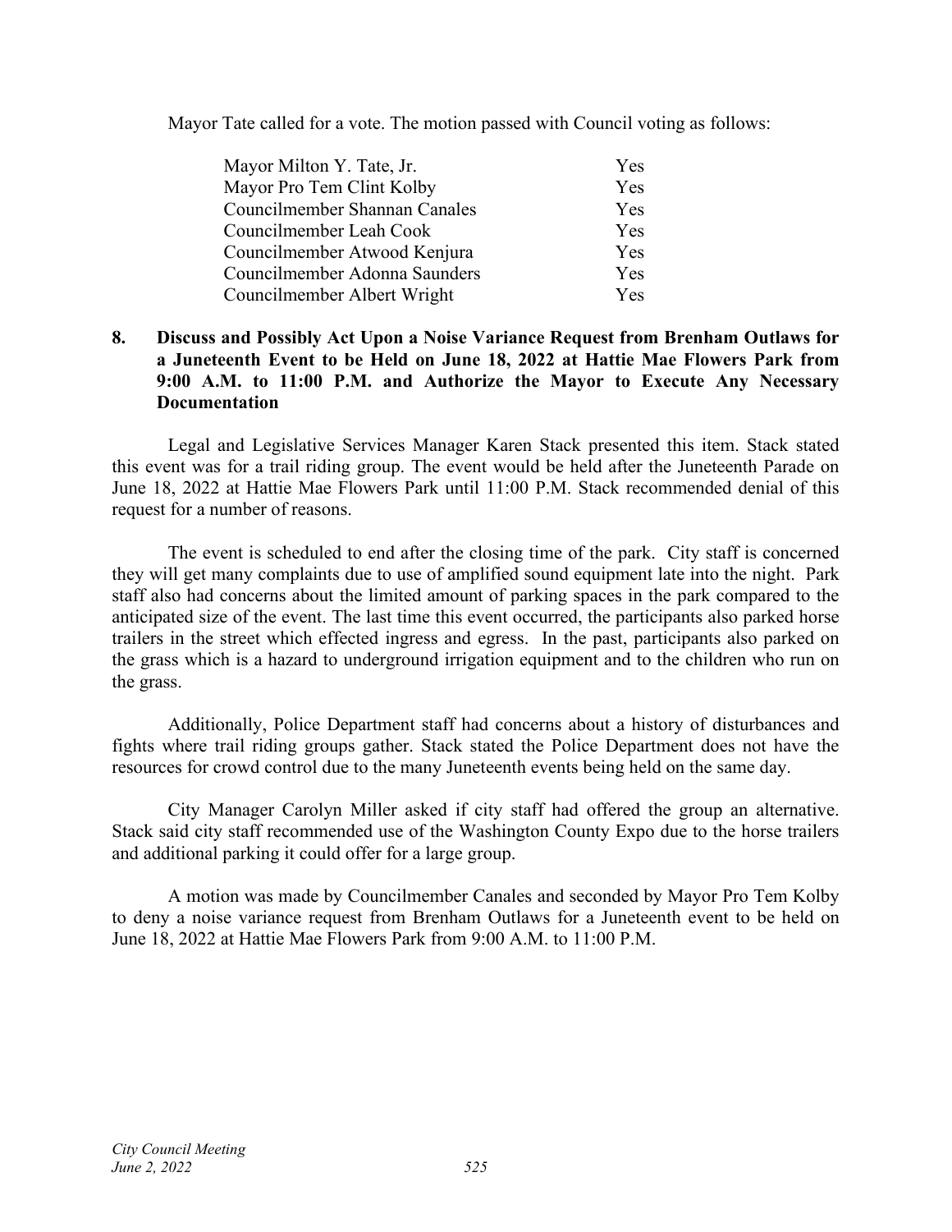Mayor Tate called for a vote. The motion passed with Council voting as follows:

| | |
|---|---|
| Mayor Milton Y. Tate, Jr. | Yes |
| Mayor Pro Tem Clint Kolby | Yes |
| Councilmember Shannan Canales | Yes |
| Councilmember Leah Cook | Yes |
| Councilmember Atwood Kenjura | Yes |
| Councilmember Adonna Saunders | Yes |
| Councilmember Albert Wright | Yes |

**8. Discuss and Possibly Act Upon a Noise Variance Request from Brenham Outlaws for a Juneteenth Event to be Held on June 18, 2022 at Hattie Mae Flowers Park from 9:00 A.M. to 11:00 P.M. and Authorize the Mayor to Execute Any Necessary Documentation**

Legal and Legislative Services Manager Karen Stack presented this item. Stack stated this event was for a trail riding group. The event would be held after the Juneteenth Parade on June 18, 2022 at Hattie Mae Flowers Park until 11:00 P.M. Stack recommended denial of this request for a number of reasons.

The event is scheduled to end after the closing time of the park. City staff is concerned they will get many complaints due to use of amplified sound equipment late into the night. Park staff also had concerns about the limited amount of parking spaces in the park compared to the anticipated size of the event. The last time this event occurred, the participants also parked horse trailers in the street which effected ingress and egress. In the past, participants also parked on the grass which is a hazard to underground irrigation equipment and to the children who run on the grass.

Additionally, Police Department staff had concerns about a history of disturbances and fights where trail riding groups gather. Stack stated the Police Department does not have the resources for crowd control due to the many Juneteenth events being held on the same day.

City Manager Carolyn Miller asked if city staff had offered the group an alternative. Stack said city staff recommended use of the Washington County Expo due to the horse trailers and additional parking it could offer for a large group.

A motion was made by Councilmember Canales and seconded by Mayor Pro Tem Kolby to deny a noise variance request from Brenham Outlaws for a Juneteenth event to be held on June 18, 2022 at Hattie Mae Flowers Park from 9:00 A.M. to 11:00 P.M.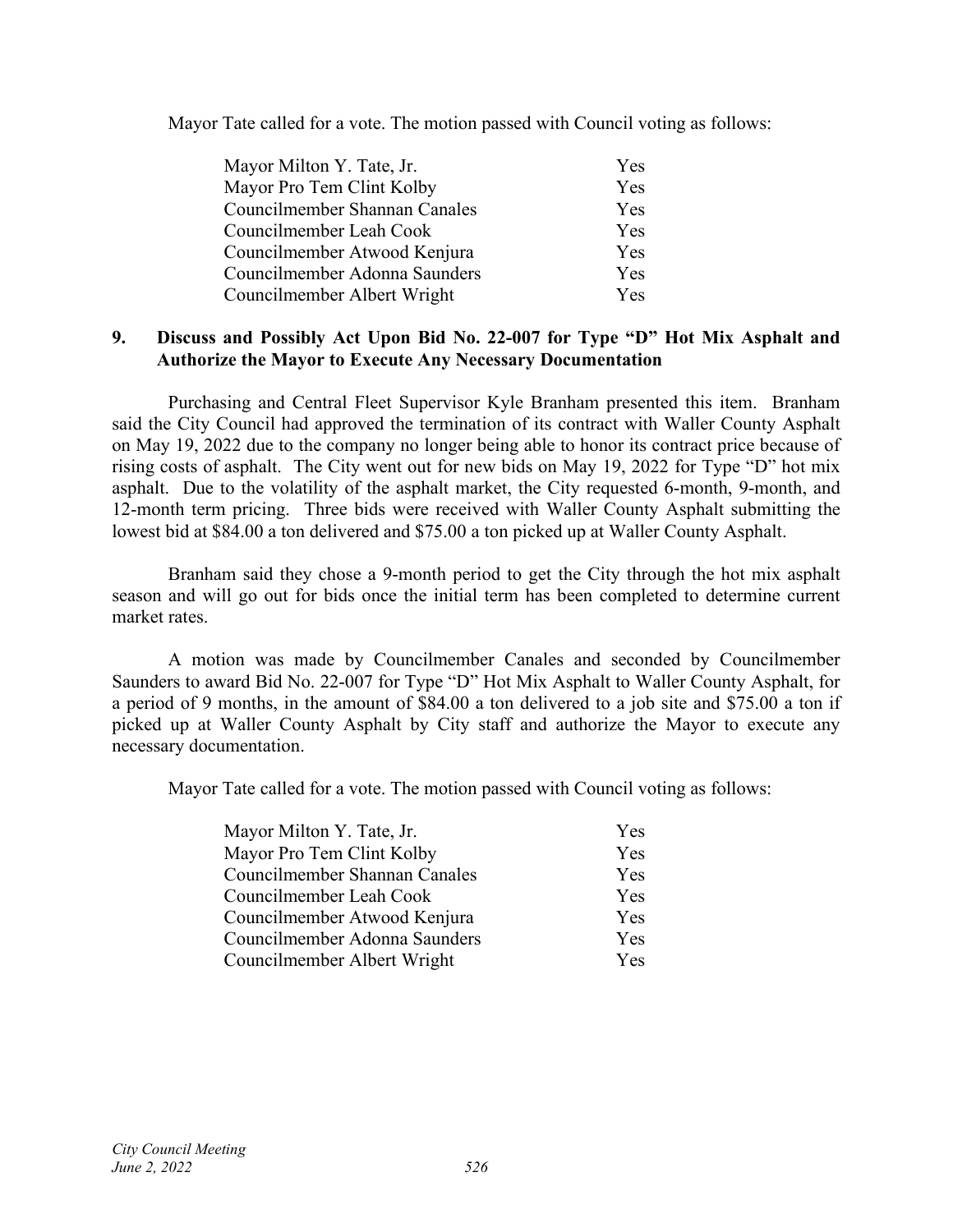Mayor Tate called for a vote. The motion passed with Council voting as follows:

| | |
|---|---|
| Mayor Milton Y. Tate, Jr. | Yes |
| Mayor Pro Tem Clint Kolby | Yes |
| Councilmember Shannan Canales | Yes |
| Councilmember Leah Cook | Yes |
| Councilmember Atwood Kenjura | Yes |
| Councilmember Adonna Saunders | Yes |
| Councilmember Albert Wright | Yes |

**9. Discuss and Possibly Act Upon Bid No. 22-007 for Type "D" Hot Mix Asphalt and Authorize the Mayor to Execute Any Necessary Documentation**

Purchasing and Central Fleet Supervisor Kyle Branham presented this item. Branham said the City Council had approved the termination of its contract with Waller County Asphalt on May 19, 2022 due to the company no longer being able to honor its contract price because of rising costs of asphalt. The City went out for new bids on May 19, 2022 for Type "D" hot mix asphalt. Due to the volatility of the asphalt market, the City requested 6-month, 9-month, and 12-month term pricing. Three bids were received with Waller County Asphalt submitting the lowest bid at $84.00 a ton delivered and $75.00 a ton picked up at Waller County Asphalt.

Branham said they chose a 9-month period to get the City through the hot mix asphalt season and will go out for bids once the initial term has been completed to determine current market rates.

A motion was made by Councilmember Canales and seconded by Councilmember Saunders to award Bid No. 22-007 for Type "D" Hot Mix Asphalt to Waller County Asphalt, for a period of 9 months, in the amount of $84.00 a ton delivered to a job site and $75.00 a ton if picked up at Waller County Asphalt by City staff and authorize the Mayor to execute any necessary documentation.

Mayor Tate called for a vote. The motion passed with Council voting as follows:

| | |
|---|---|
| Mayor Milton Y. Tate, Jr. | Yes |
| Mayor Pro Tem Clint Kolby | Yes |
| Councilmember Shannan Canales | Yes |
| Councilmember Leah Cook | Yes |
| Councilmember Atwood Kenjura | Yes |
| Councilmember Adonna Saunders | Yes |
| Councilmember Albert Wright | Yes |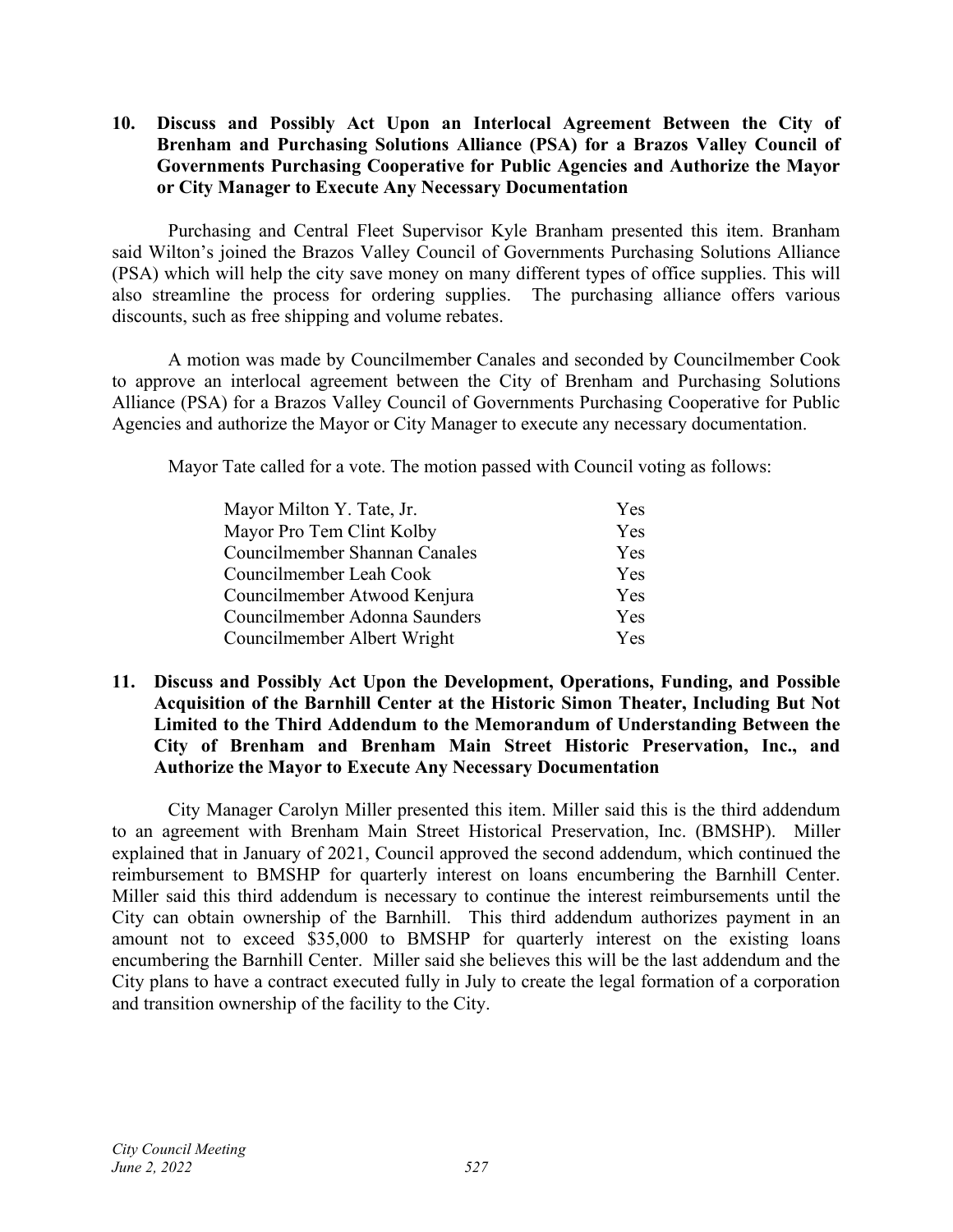**10. Discuss and Possibly Act Upon an Interlocal Agreement Between the City of Brenham and Purchasing Solutions Alliance (PSA) for a Brazos Valley Council of Governments Purchasing Cooperative for Public Agencies and Authorize the Mayor or City Manager to Execute Any Necessary Documentation**

Purchasing and Central Fleet Supervisor Kyle Branham presented this item. Branham said Wilton's joined the Brazos Valley Council of Governments Purchasing Solutions Alliance (PSA) which will help the city save money on many different types of office supplies. This will also streamline the process for ordering supplies. The purchasing alliance offers various discounts, such as free shipping and volume rebates.

A motion was made by Councilmember Canales and seconded by Councilmember Cook to approve an interlocal agreement between the City of Brenham and Purchasing Solutions Alliance (PSA) for a Brazos Valley Council of Governments Purchasing Cooperative for Public Agencies and authorize the Mayor or City Manager to execute any necessary documentation.

Mayor Tate called for a vote. The motion passed with Council voting as follows:

| | |
|---|---|
| Mayor Milton Y. Tate, Jr. | Yes |
| Mayor Pro Tem Clint Kolby | Yes |
| Councilmember Shannan Canales | Yes |
| Councilmember Leah Cook | Yes |
| Councilmember Atwood Kenjura | Yes |
| Councilmember Adonna Saunders | Yes |
| Councilmember Albert Wright | Yes |

**11. Discuss and Possibly Act Upon the Development, Operations, Funding, and Possible Acquisition of the Barnhill Center at the Historic Simon Theater, Including But Not Limited to the Third Addendum to the Memorandum of Understanding Between the City of Brenham and Brenham Main Street Historic Preservation, Inc., and Authorize the Mayor to Execute Any Necessary Documentation**

City Manager Carolyn Miller presented this item. Miller said this is the third addendum to an agreement with Brenham Main Street Historical Preservation, Inc. (BMSHP). Miller explained that in January of 2021, Council approved the second addendum, which continued the reimbursement to BMSHP for quarterly interest on loans encumbering the Barnhill Center. Miller said this third addendum is necessary to continue the interest reimbursements until the City can obtain ownership of the Barnhill. This third addendum authorizes payment in an amount not to exceed $35,000 to BMSHP for quarterly interest on the existing loans encumbering the Barnhill Center. Miller said she believes this will be the last addendum and the City plans to have a contract executed fully in July to create the legal formation of a corporation and transition ownership of the facility to the City.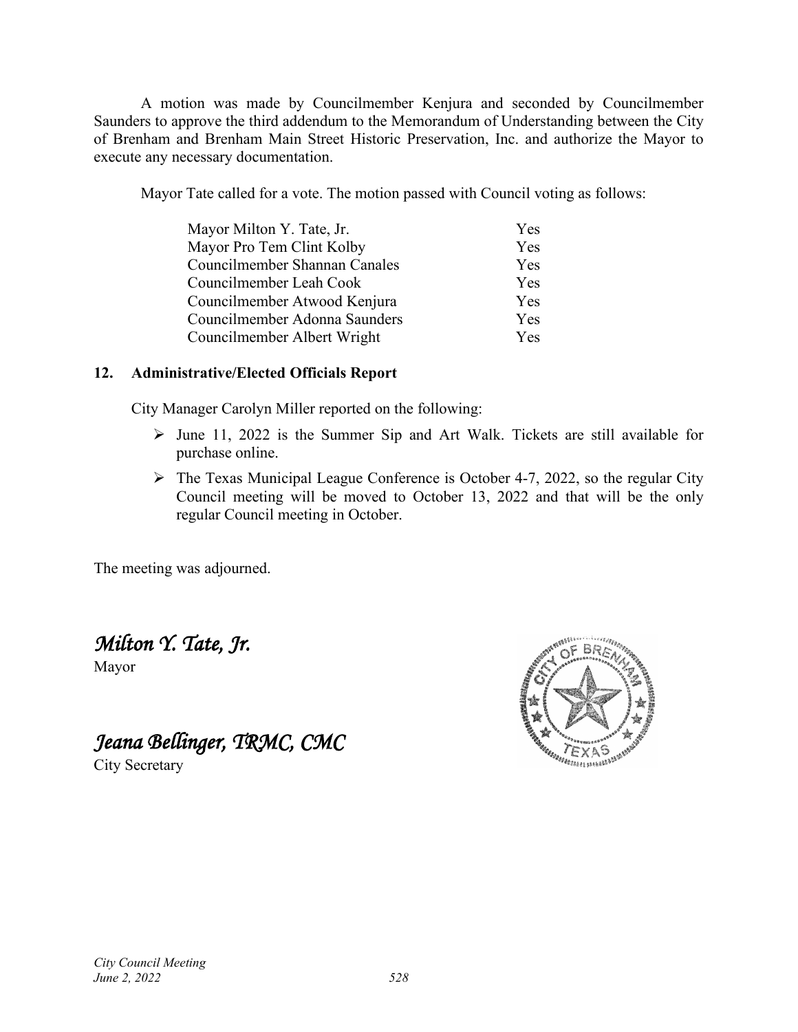A motion was made by Councilmember Kenjura and seconded by Councilmember Saunders to approve the third addendum to the Memorandum of Understanding between the City of Brenham and Brenham Main Street Historic Preservation, Inc. and authorize the Mayor to execute any necessary documentation.

Mayor Tate called for a vote. The motion passed with Council voting as follows:

| | |
|---|---|
| Mayor Milton Y. Tate, Jr. | Yes |
| Mayor Pro Tem Clint Kolby | Yes |
| Councilmember Shannan Canales | Yes |
| Councilmember Leah Cook | Yes |
| Councilmember Atwood Kenjura | Yes |
| Councilmember Adonna Saunders | Yes |
| Councilmember Albert Wright | Yes |

**12. Administrative/Elected Officials Report**

City Manager Carolyn Miller reported on the following:

- June 11, 2022 is the Summer Sip and Art Walk. Tickets are still available for purchase online.
- The Texas Municipal League Conference is October 4-7, 2022, so the regular City Council meeting will be moved to October 13, 2022 and that will be the only regular Council meeting in October.

The meeting was adjourned.

*Milton Y. Tate, Jr.*
Mayor

*Jeana Bellinger, TRMC, CMC*
City Secretary